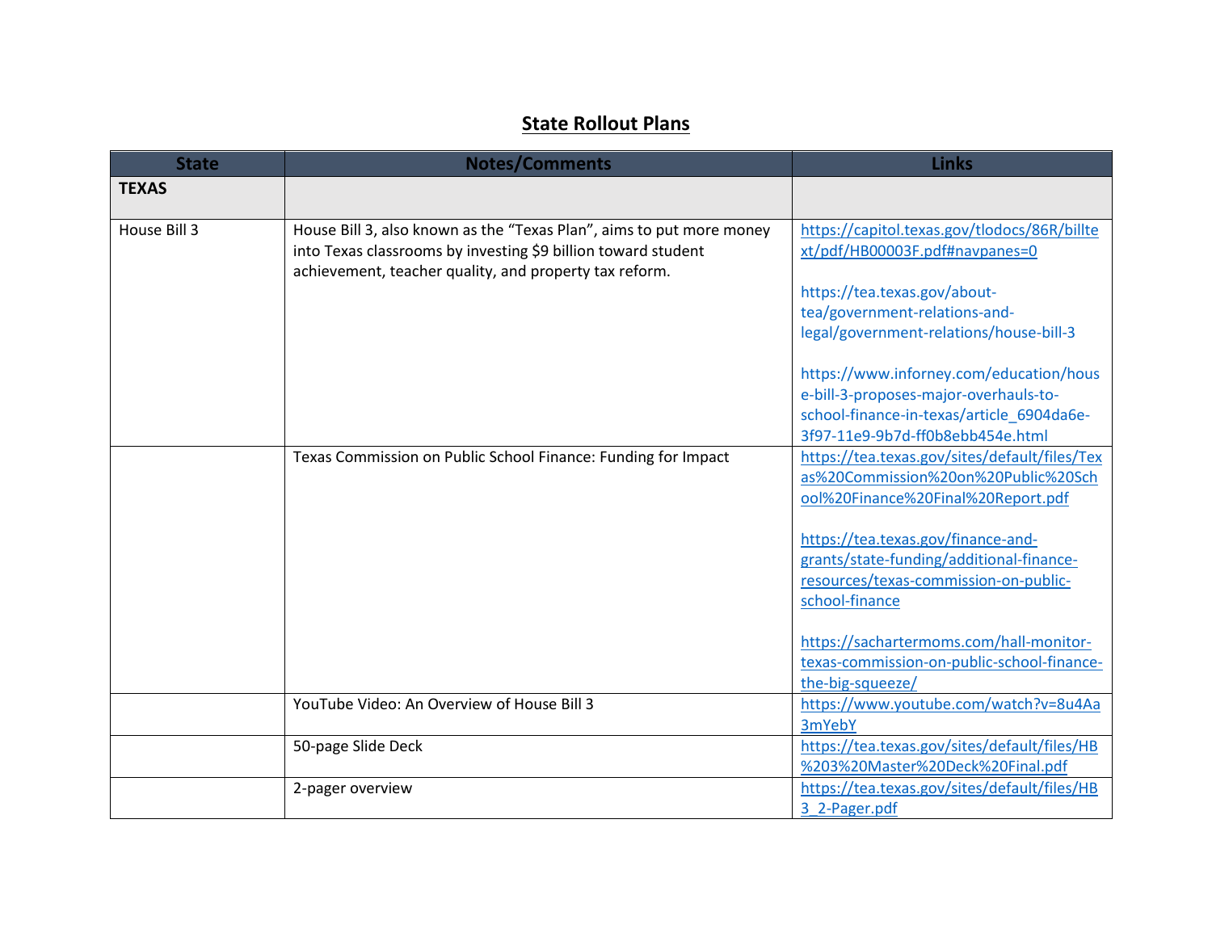# State Rollout Plans

| State | Notes/Comments | Links |
|---|---|---|
| **TEXAS** | | |
| House Bill 3 | House Bill 3, also known as the "Texas Plan", aims to put more money into Texas classrooms by investing $9 billion toward student achievement, teacher quality, and property tax reform. | https://capitol.texas.gov/tlodocs/86R/billtext/pdf/HB00003F.pdf#navpanes=0<br><br>https://tea.texas.gov/about-tea/government-relations-and-legal/government-relations/house-bill-3<br><br>https://www.inforney.com/education/house-bill-3-proposes-major-overhauls-to-school-finance-in-texas/article_6904da6e-3f97-11e9-9b7d-ff0b8ebb454e.html |
| | Texas Commission on Public School Finance: Funding for Impact | https://tea.texas.gov/sites/default/files/Texas%20Commission%20on%20Public%20School%20Finance%20Final%20Report.pdf<br><br>https://tea.texas.gov/finance-and-grants/state-funding/additional-finance-resources/texas-commission-on-public-school-finance<br><br>https://sachartermoms.com/hall-monitor-texas-commission-on-public-school-finance-the-big-squeeze/ |
| | YouTube Video: An Overview of House Bill 3 | https://www.youtube.com/watch?v=8u4Aa3mYebY |
| | 50-page Slide Deck | https://tea.texas.gov/sites/default/files/HB%203%20Master%20Deck%20Final.pdf |
| | 2-pager overview | https://tea.texas.gov/sites/default/files/HB3_2-Pager.pdf |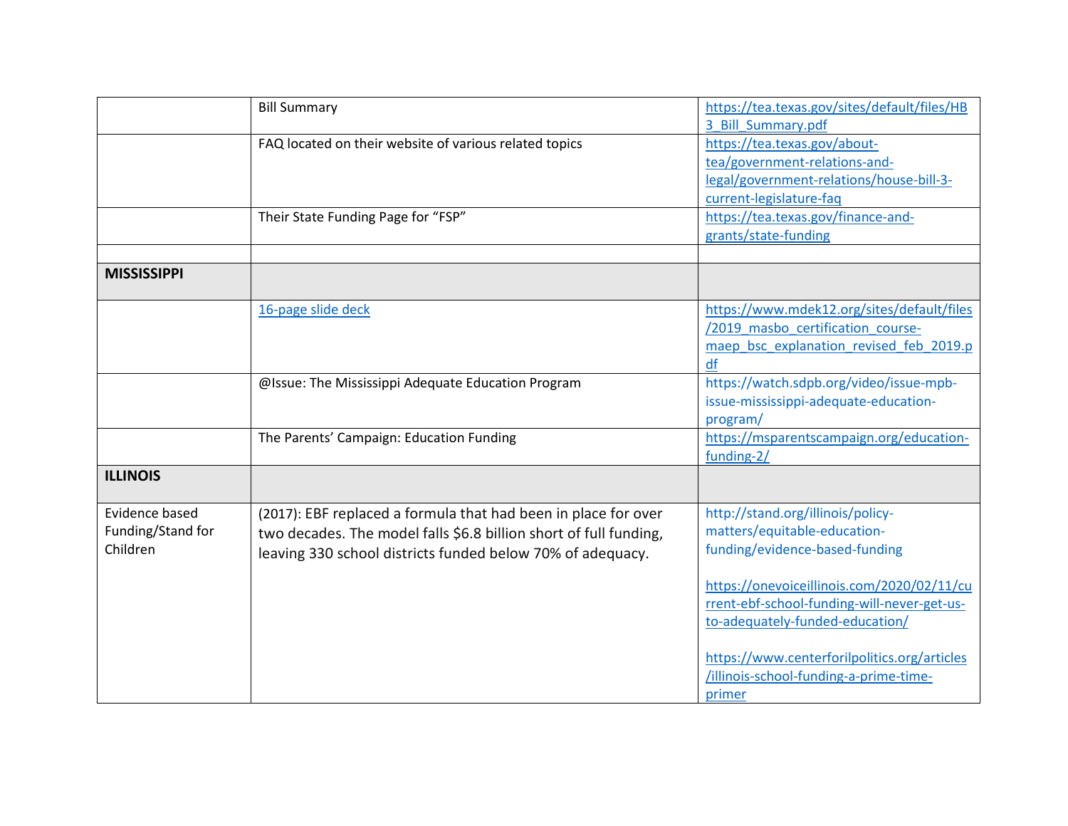| | | |
|---|---|---|
| | Bill Summary | https://tea.texas.gov/sites/default/files/HB3_Bill_Summary.pdf |
| | FAQ located on their website of various related topics | https://tea.texas.gov/about-tea/government-relations-and-legal/government-relations/house-bill-3-current-legislature-faq |
| | Their State Funding Page for "FSP" | https://tea.texas.gov/finance-and-grants/state-funding |
| | | |
| **MISSISSIPPI** | | |
| | 16-page slide deck | https://www.mdek12.org/sites/default/files/2019_masbo_certification_course-maep_bsc_explanation_revised_feb_2019.pdf |
| | @Issue: The Mississippi Adequate Education Program | https://watch.sdpb.org/video/issue-mpb-issue-mississippi-adequate-education-program/ |
| | The Parents' Campaign: Education Funding | https://msparentscampaign.org/education-funding-2/ |
| **ILLINOIS** | | |
| Evidence based Funding/Stand for Children | (2017): EBF replaced a formula that had been in place for over two decades. The model falls $6.8 billion short of full funding, leaving 330 school districts funded below 70% of adequacy. | http://stand.org/illinois/policy-matters/equitable-education-funding/evidence-based-funding<br><br>https://onevoiceillinois.com/2020/02/11/current-ebf-school-funding-will-never-get-us-to-adequately-funded-education/<br><br>https://www.centerforilpolitics.org/articles/illinois-school-funding-a-prime-time-primer |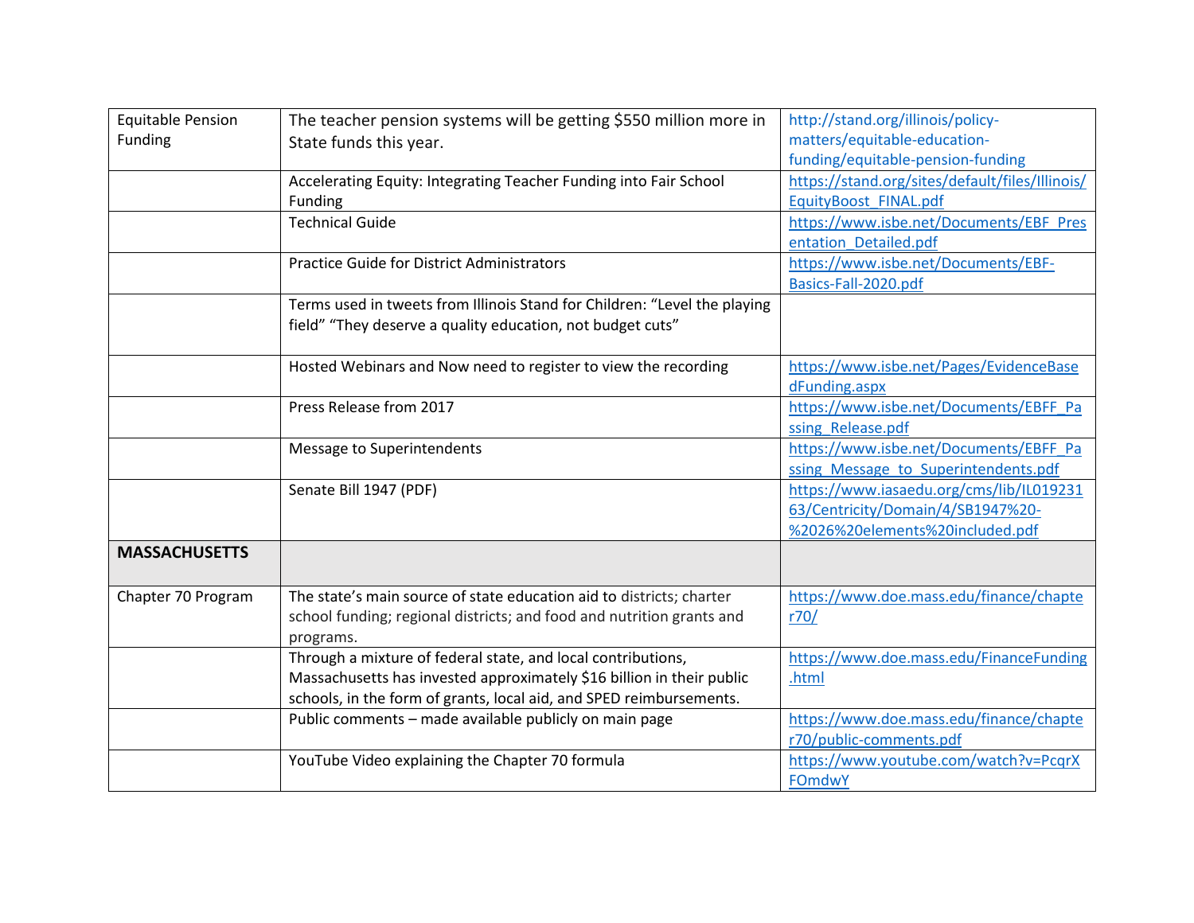| | | |
|---|---|---|
| Equitable Pension Funding | The teacher pension systems will be getting $550 million more in State funds this year. | http://stand.org/illinois/policy-matters/equitable-education-funding/equitable-pension-funding |
| | Accelerating Equity: Integrating Teacher Funding into Fair School Funding | https://stand.org/sites/default/files/Illinois/EquityBoost_FINAL.pdf |
| | Technical Guide | https://www.isbe.net/Documents/EBF_Presentation_Detailed.pdf |
| | Practice Guide for District Administrators | https://www.isbe.net/Documents/EBF-Basics-Fall-2020.pdf |
| | Terms used in tweets from Illinois Stand for Children: "Level the playing field" "They deserve a quality education, not budget cuts" | |
| | Hosted Webinars and Now need to register to view the recording | https://www.isbe.net/Pages/EvidenceBasedFunding.aspx |
| | Press Release from 2017 | https://www.isbe.net/Documents/EBFF_Passing_Release.pdf |
| | Message to Superintendents | https://www.isbe.net/Documents/EBFF_Passing_Message_to_Superintendents.pdf |
| | Senate Bill 1947 (PDF) | https://www.iasaedu.org/cms/lib/IL01923163/Centricity/Domain/4/SB1947%20-%2026%20elements%20included.pdf |
| **MASSACHUSETTS** | | |
| Chapter 70 Program | The state's main source of state education aid to districts; charter school funding; regional districts; and food and nutrition grants and programs. | https://www.doe.mass.edu/finance/chapter70/ |
| | Through a mixture of federal state, and local contributions, Massachusetts has invested approximately $16 billion in their public schools, in the form of grants, local aid, and SPED reimbursements. | https://www.doe.mass.edu/FinanceFunding.html |
| | Public comments – made available publicly on main page | https://www.doe.mass.edu/finance/chapter70/public-comments.pdf |
| | YouTube Video explaining the Chapter 70 formula | https://www.youtube.com/watch?v=PcqrXFOmdwY |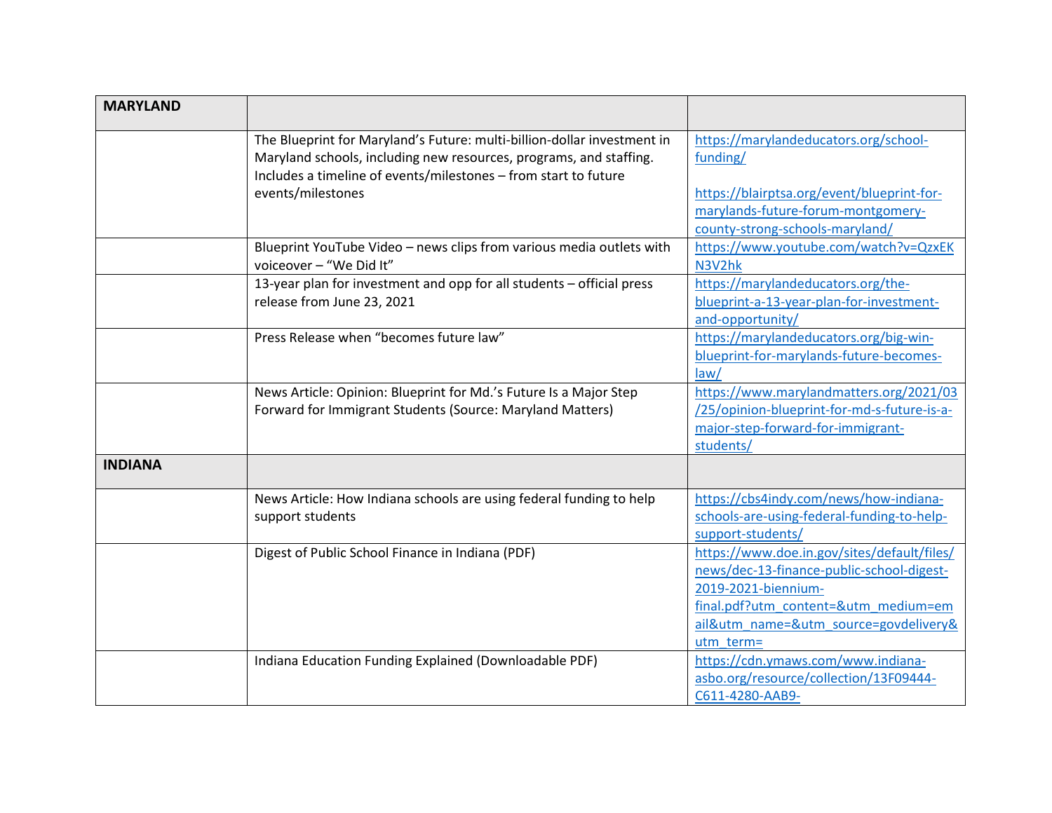| | | |
|---|---|---|
| **MARYLAND** | | |
| | The Blueprint for Maryland's Future: multi-billion-dollar investment in Maryland schools, including new resources, programs, and staffing. Includes a timeline of events/milestones – from start to future events/milestones | https://marylandeducators.org/school-funding/ <br><br> https://blairptsa.org/event/blueprint-for-marylands-future-forum-montgomery-county-strong-schools-maryland/ |
| | Blueprint YouTube Video – news clips from various media outlets with voiceover – "We Did It" | https://www.youtube.com/watch?v=QzxEKN3V2hk |
| | 13-year plan for investment and opp for all students – official press release from June 23, 2021 | https://marylandeducators.org/the-blueprint-a-13-year-plan-for-investment-and-opportunity/ |
| | Press Release when "becomes future law" | https://marylandeducators.org/big-win-blueprint-for-marylands-future-becomes-law/ |
| | News Article: Opinion: Blueprint for Md.'s Future Is a Major Step Forward for Immigrant Students (Source: Maryland Matters) | https://www.marylandmatters.org/2021/03/25/opinion-blueprint-for-md-s-future-is-a-major-step-forward-for-immigrant-students/ |
| **INDIANA** | | |
| | News Article: How Indiana schools are using federal funding to help support students | https://cbs4indy.com/news/how-indiana-schools-are-using-federal-funding-to-help-support-students/ |
| | Digest of Public School Finance in Indiana (PDF) | https://www.doe.in.gov/sites/default/files/news/dec-13-finance-public-school-digest-2019-2021-biennium-final.pdf?utm_content=&utm_medium=email&utm_name=&utm_source=govdelivery&utm_term= |
| | Indiana Education Funding Explained (Downloadable PDF) | https://cdn.ymaws.com/www.indiana-asbo.org/resource/collection/13F09444-C611-4280-AAB9- |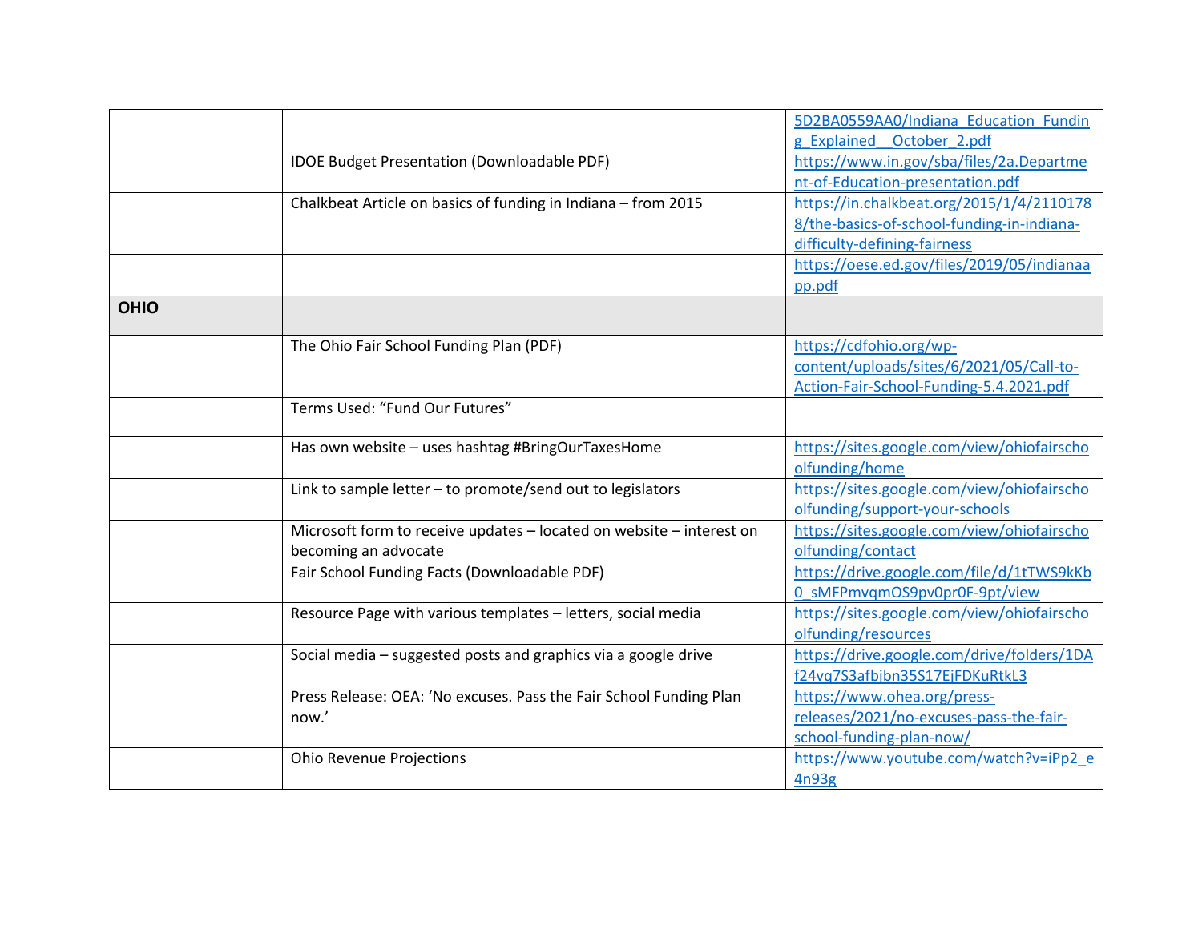| | | |
|---|---|---|
| | | 5D2BA0559AA0/Indiana_Education_Funding_Explained__October_2.pdf |
| | IDOE Budget Presentation (Downloadable PDF) | https://www.in.gov/sba/files/2a.Department-of-Education-presentation.pdf |
| | Chalkbeat Article on basics of funding in Indiana – from 2015 | https://in.chalkbeat.org/2015/1/4/21101788/the-basics-of-school-funding-in-indiana-difficulty-defining-fairness |
| | | https://oese.ed.gov/files/2019/05/indianaapp.pdf |
| **OHIO** | | |
| | The Ohio Fair School Funding Plan (PDF) | https://cdfohio.org/wp-content/uploads/sites/6/2021/05/Call-to-Action-Fair-School-Funding-5.4.2021.pdf |
| | Terms Used: "Fund Our Futures" | |
| | Has own website – uses hashtag #BringOurTaxesHome | https://sites.google.com/view/ohiofairschoolfunding/home |
| | Link to sample letter – to promote/send out to legislators | https://sites.google.com/view/ohiofairschoolfunding/support-your-schools |
| | Microsoft form to receive updates – located on website – interest on becoming an advocate | https://sites.google.com/view/ohiofairschoolfunding/contact |
| | Fair School Funding Facts (Downloadable PDF) | https://drive.google.com/file/d/1tTWS9kKb0_sMFPmvqmOS9pv0pr0F-9pt/view |
| | Resource Page with various templates – letters, social media | https://sites.google.com/view/ohiofairschoolfunding/resources |
| | Social media – suggested posts and graphics via a google drive | https://drive.google.com/drive/folders/1DAf24vq7S3afbjbn35S17EjFDKuRtkL3 |
| | Press Release: OEA: 'No excuses. Pass the Fair School Funding Plan now.' | https://www.ohea.org/press-releases/2021/no-excuses-pass-the-fair-school-funding-plan-now/ |
| | Ohio Revenue Projections | https://www.youtube.com/watch?v=iPp2_e4n93g |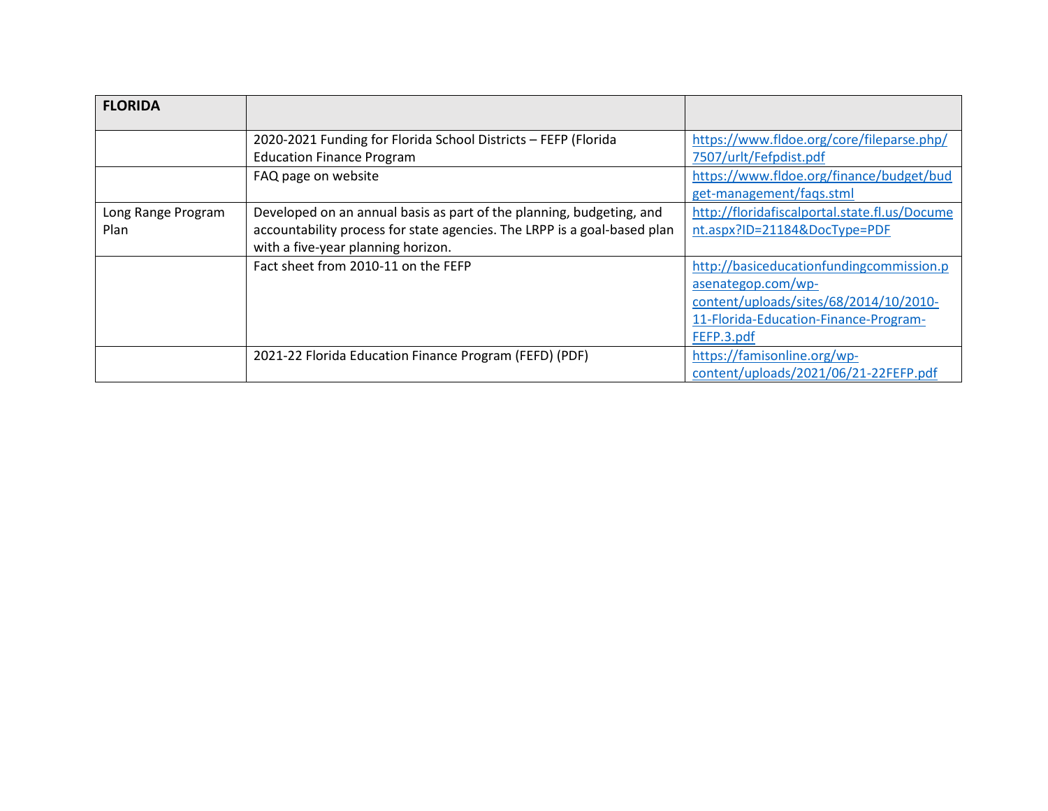| **FLORIDA** | | |
|---|---|---|
| | 2020-2021 Funding for Florida School Districts – FEFP (Florida Education Finance Program | https://www.fldoe.org/core/fileparse.php/7507/urlt/Fefpdist.pdf |
| | FAQ page on website | https://www.fldoe.org/finance/budget/budget-management/faqs.stml |
| Long Range Program Plan | Developed on an annual basis as part of the planning, budgeting, and accountability process for state agencies. The LRPP is a goal-based plan with a five-year planning horizon. | http://floridafiscalportal.state.fl.us/Document.aspx?ID=21184&DocType=PDF |
| | Fact sheet from 2010-11 on the FEFP | http://basiceducationfundingcommission.pasenategop.com/wp-content/uploads/sites/68/2014/10/2010-11-Florida-Education-Finance-Program-FEFP.3.pdf |
| | 2021-22 Florida Education Finance Program (FEFD) (PDF) | https://famisonline.org/wp-content/uploads/2021/06/21-22FEFP.pdf |